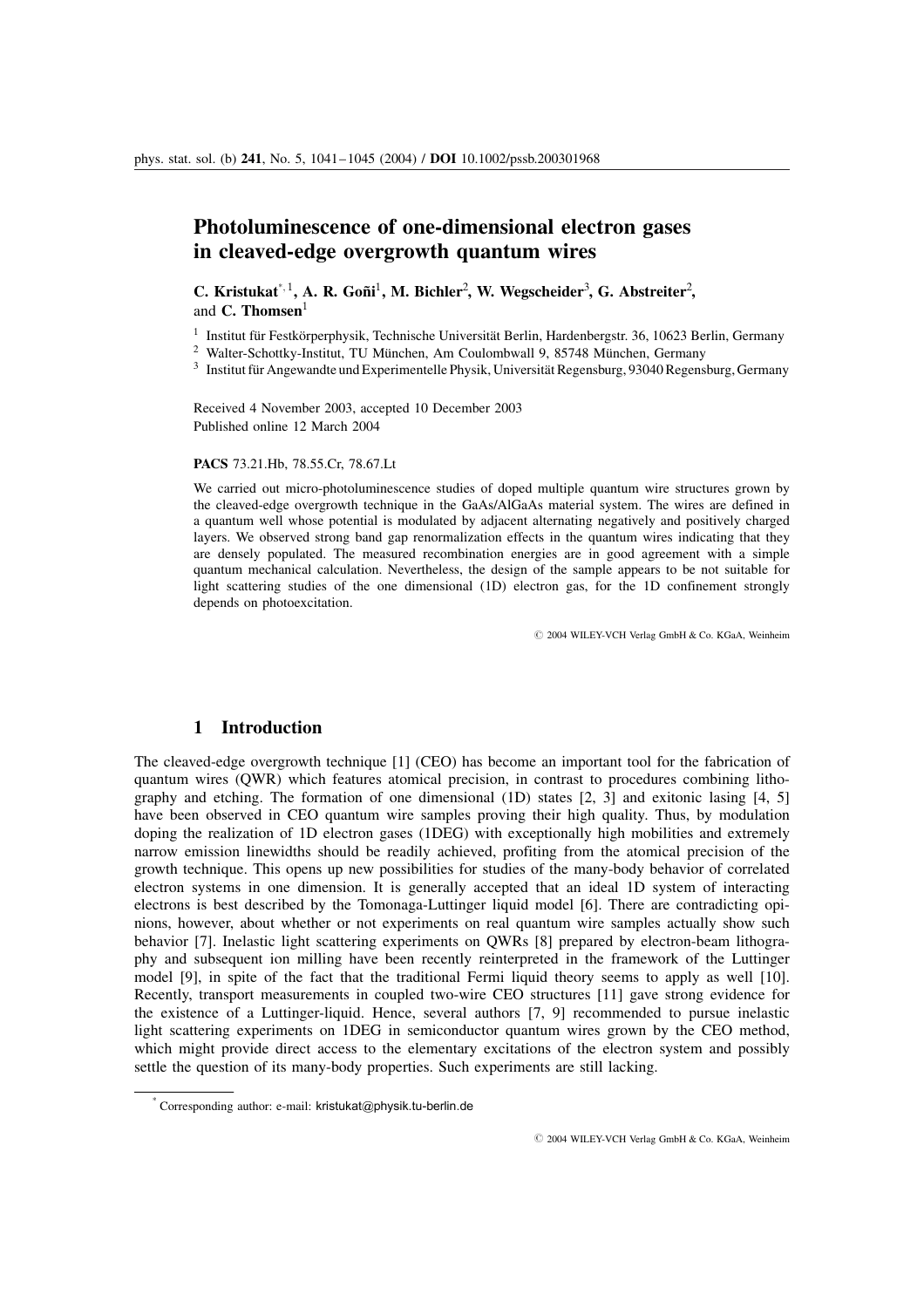# Photoluminescence of one-dimensional electron gases in cleaved-edge overgrowth quantum wires

**C. Kristukat**[*, 1], **A. R. Goñi**[1], **M. Bichler**[2], **W. Wegscheider**[3], **G. Abstreiter**[2], and **C. Thomsen**[1]

[1] Institut für Festkörperphysik, Technische Universität Berlin, Hardenbergstr. 36, 10623 Berlin, Germany
[2] Walter-Schottky-Institut, TU München, Am Coulombwall 9, 85748 München, Germany
[3] Institut für Angewandte und Experimentelle Physik, Universität Regensburg, 93040 Regensburg, Germany

Received 4 November 2003, accepted 10 December 2003
Published online 12 March 2004

**PACS** 73.21.Hb, 78.55.Cr, 78.67.Lt

We carried out micro-photoluminescence studies of doped multiple quantum wire structures grown by the cleaved-edge overgrowth technique in the GaAs/AlGaAs material system. The wires are defined in a quantum well whose potential is modulated by adjacent alternating negatively and positively charged layers. We observed strong band gap renormalization effects in the quantum wires indicating that they are densely populated. The measured recombination energies are in good agreement with a simple quantum mechanical calculation. Nevertheless, the design of the sample appears to be not suitable for light scattering studies of the one dimensional (1D) electron gas, for the 1D confinement strongly depends on photoexcitation.

© 2004 WILEY-VCH Verlag GmbH & Co. KGaA, Weinheim

## 1 Introduction

The cleaved-edge overgrowth technique [1] (CEO) has become an important tool for the fabrication of quantum wires (QWR) which features atomical precision, in contrast to procedures combining lithography and etching. The formation of one dimensional (1D) states [2, 3] and exitonic lasing [4, 5] have been observed in CEO quantum wire samples proving their high quality. Thus, by modulation doping the realization of 1D electron gases (1DEG) with exceptionally high mobilities and extremely narrow emission linewidths should be readily achieved, profiting from the atomical precision of the growth technique. This opens up new possibilities for studies of the many-body behavior of correlated electron systems in one dimension. It is generally accepted that an ideal 1D system of interacting electrons is best described by the Tomonaga-Luttinger liquid model [6]. There are contradicting opinions, however, about whether or not experiments on real quantum wire samples actually show such behavior [7]. Inelastic light scattering experiments on QWRs [8] prepared by electron-beam lithography and subsequent ion milling have been recently reinterpreted in the framework of the Luttinger model [9], in spite of the fact that the traditional Fermi liquid theory seems to apply as well [10]. Recently, transport measurements in coupled two-wire CEO structures [11] gave strong evidence for the existence of a Luttinger-liquid. Hence, several authors [7, 9] recommended to pursue inelastic light scattering experiments on 1DEG in semiconductor quantum wires grown by the CEO method, which might provide direct access to the elementary excitations of the electron system and possibly settle the question of its many-body properties. Such experiments are still lacking.

[*] Corresponding author: e-mail: kristukat@physik.tu-berlin.de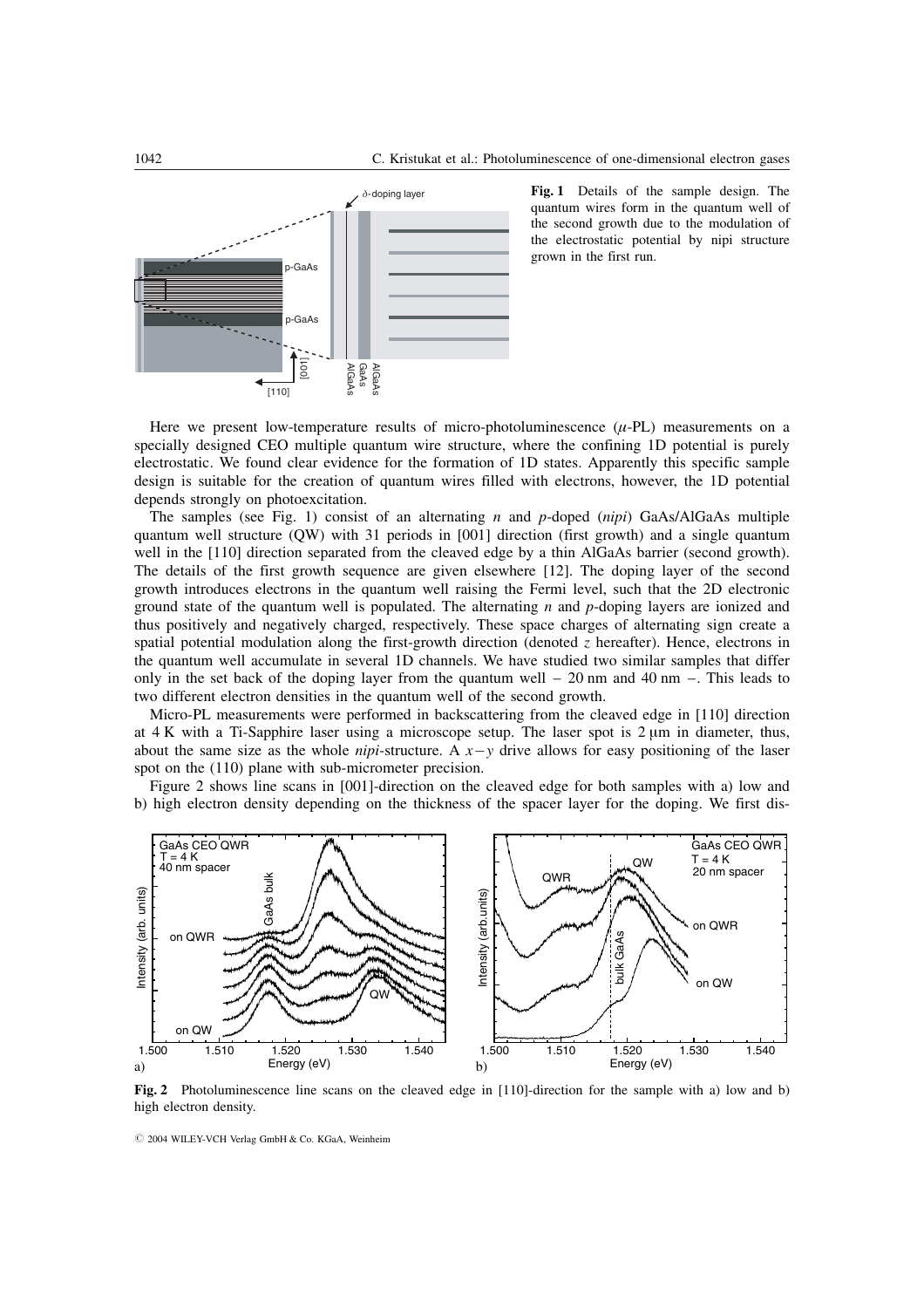**Fig. 1** Details of the sample design. The quantum wires form in the quantum well of the second growth due to the modulation of the electrostatic potential by nipi structure grown in the first run.

Here we present low-temperature results of micro-photoluminescence ($\mu$-PL) measurements on a specially designed CEO multiple quantum wire structure, where the confining 1D potential is purely electrostatic. We found clear evidence for the formation of 1D states. Apparently this specific sample design is suitable for the creation of quantum wires filled with electrons, however, the 1D potential depends strongly on photoexcitation.

The samples (see Fig. 1) consist of an alternating *n* and *p*-doped (*nipi*) GaAs/AlGaAs multiple quantum well structure (QW) with 31 periods in [001] direction (first growth) and a single quantum well in the [110] direction separated from the cleaved edge by a thin AlGaAs barrier (second growth). The details of the first growth sequence are given elsewhere [12]. The doping layer of the second growth introduces electrons in the quantum well raising the Fermi level, such that the 2D electronic ground state of the quantum well is populated. The alternating *n* and *p*-doping layers are ionized and thus positively and negatively charged, respectively. These space charges of alternating sign create a spatial potential modulation along the first-growth direction (denoted *z* hereafter). Hence, electrons in the quantum well accumulate in several 1D channels. We have studied two similar samples that differ only in the set back of the doping layer from the quantum well – 20 nm and 40 nm –. This leads to two different electron densities in the quantum well of the second growth.

Micro-PL measurements were performed in backscattering from the cleaved edge in [110] direction at 4 K with a Ti-Sapphire laser using a microscope setup. The laser spot is 2 μm in diameter, thus, about the same size as the whole *nipi*-structure. A $x-y$ drive allows for easy positioning of the laser spot on the (110) plane with sub-micrometer precision.

Figure 2 shows line scans in [001]-direction on the cleaved edge for both samples with a) low and b) high electron density depending on the thickness of the spacer layer for the doping. We first dis-

**Fig. 2** Photoluminescence line scans on the cleaved edge in [110]-direction for the sample with a) low and b) high electron density.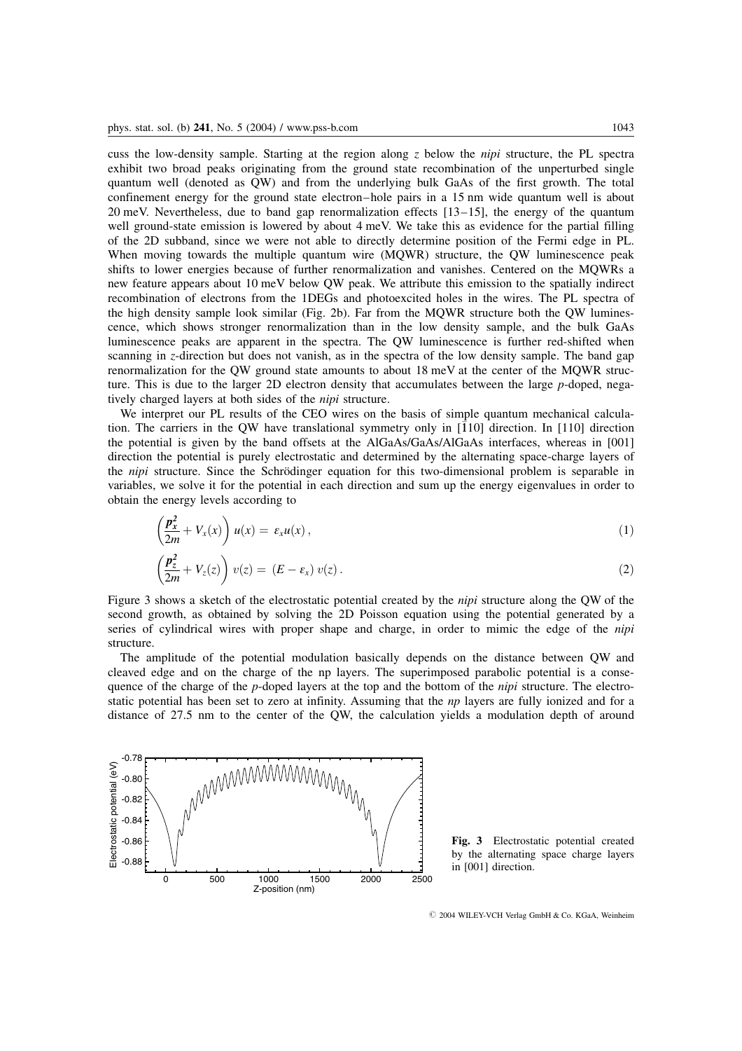cuss the low-density sample. Starting at the region along $z$ below the *nipi* structure, the PL spectra exhibit two broad peaks originating from the ground state recombination of the unperturbed single quantum well (denoted as QW) and from the underlying bulk GaAs of the first growth. The total confinement energy for the ground state electron–hole pairs in a 15 nm wide quantum well is about 20 meV. Nevertheless, due to band gap renormalization effects [13–15], the energy of the quantum well ground-state emission is lowered by about 4 meV. We take this as evidence for the partial filling of the 2D subband, since we were not able to directly determine position of the Fermi edge in PL. When moving towards the multiple quantum wire (MQWR) structure, the QW luminescence peak shifts to lower energies because of further renormalization and vanishes. Centered on the MQWRs a new feature appears about 10 meV below QW peak. We attribute this emission to the spatially indirect recombination of electrons from the 1DEGs and photoexcited holes in the wires. The PL spectra of the high density sample look similar (Fig. 2b). Far from the MQWR structure both the QW luminescence, which shows stronger renormalization than in the low density sample, and the bulk GaAs luminescence peaks are apparent in the spectra. The QW luminescence is further red-shifted when scanning in $z$-direction but does not vanish, as in the spectra of the low density sample. The band gap renormalization for the QW ground state amounts to about 18 meV at the center of the MQWR structure. This is due to the larger 2D electron density that accumulates between the large $p$-doped, negatively charged layers at both sides of the *nipi* structure.

We interpret our PL results of the CEO wires on the basis of simple quantum mechanical calculation. The carriers in the QW have translational symmetry only in $[\bar{1}10]$ direction. In [110] direction the potential is given by the band offsets at the AlGaAs/GaAs/AlGaAs interfaces, whereas in [001] direction the potential is purely electrostatic and determined by the alternating space-charge layers of the *nipi* structure. Since the Schrödinger equation for this two-dimensional problem is separable in variables, we solve it for the potential in each direction and sum up the energy eigenvalues in order to obtain the energy levels according to

$$\left(\frac{p_x^2}{2m} + V_x(x)\right) u(x) = \varepsilon_x u(x)\,, \tag{1}$$

$$\left(\frac{p_z^2}{2m} + V_z(z)\right) v(z) = (E - \varepsilon_x)\, v(z)\,. \tag{2}$$

Figure 3 shows a sketch of the electrostatic potential created by the *nipi* structure along the QW of the second growth, as obtained by solving the 2D Poisson equation using the potential generated by a series of cylindrical wires with proper shape and charge, in order to mimic the edge of the *nipi* structure.

The amplitude of the potential modulation basically depends on the distance between QW and cleaved edge and on the charge of the np layers. The superimposed parabolic potential is a consequence of the charge of the $p$-doped layers at the top and the bottom of the *nipi* structure. The electrostatic potential has been set to zero at infinity. Assuming that the *np* layers are fully ionized and for a distance of 27.5 nm to the center of the QW, the calculation yields a modulation depth of around

**Fig. 3** Electrostatic potential created by the alternating space charge layers in [001] direction.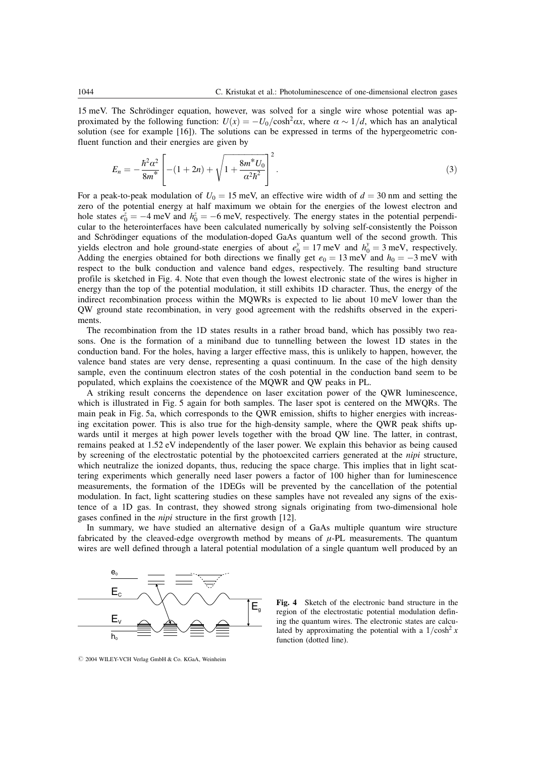15 meV. The Schrödinger equation, however, was solved for a single wire whose potential was approximated by the following function: $U(x) = -U_0/\cosh^2 \alpha x$, where $\alpha \sim 1/d$, which has an analytical solution (see for example [16]). The solutions can be expressed in terms of the hypergeometric confluent function and their energies are given by

$$E_n = -\frac{\hbar^2 \alpha^2}{8m^*} \left[ -(1+2n) + \sqrt{1 + \frac{8m^* U_0}{\alpha^2 \hbar^2}} \right]^2 . \tag{3}$$

For a peak-to-peak modulation of $U_0 = 15$ meV, an effective wire width of $d = 30$ nm and setting the zero of the potential energy at half maximum we obtain for the energies of the lowest electron and hole states $e_0^z = -4$ meV and $h_0^z = -6$ meV, respectively. The energy states in the potential perpendicular to the heterointerfaces have been calculated numerically by solving self-consistently the Poisson and Schrödinger equations of the modulation-doped GaAs quantum well of the second growth. This yields electron and hole ground-state energies of about $e_0^y = 17$ meV and $h_0^y = 3$ meV, respectively. Adding the energies obtained for both directions we finally get $e_0 = 13$ meV and $h_0 = -3$ meV with respect to the bulk conduction and valence band edges, respectively. The resulting band structure profile is sketched in Fig. 4. Note that even though the lowest electronic state of the wires is higher in energy than the top of the potential modulation, it still exhibits 1D character. Thus, the energy of the indirect recombination process within the MQWRs is expected to lie about 10 meV lower than the QW ground state recombination, in very good agreement with the redshifts observed in the experiments.

The recombination from the 1D states results in a rather broad band, which has possibly two reasons. One is the formation of a miniband due to tunnelling between the lowest 1D states in the conduction band. For the holes, having a larger effective mass, this is unlikely to happen, however, the valence band states are very dense, representing a quasi continuum. In the case of the high density sample, even the continuum electron states of the cosh potential in the conduction band seem to be populated, which explains the coexistence of the MQWR and QW peaks in PL.

A striking result concerns the dependence on laser excitation power of the QWR luminescence, which is illustrated in Fig. 5 again for both samples. The laser spot is centered on the MWQRs. The main peak in Fig. 5a, which corresponds to the QWR emission, shifts to higher energies with increasing excitation power. This is also true for the high-density sample, where the QWR peak shifts upwards until it merges at high power levels together with the broad QW line. The latter, in contrast, remains peaked at 1.52 eV independently of the laser power. We explain this behavior as being caused by screening of the electrostatic potential by the photoexcited carriers generated at the *nipi* structure, which neutralize the ionized dopants, thus, reducing the space charge. This implies that in light scattering experiments which generally need laser powers a factor of 100 higher than for luminescence measurements, the formation of the 1DEGs will be prevented by the cancellation of the potential modulation. In fact, light scattering studies on these samples have not revealed any signs of the existence of a 1D gas. In contrast, they showed strong signals originating from two-dimensional hole gases confined in the *nipi* structure in the first growth [12].

In summary, we have studied an alternative design of a GaAs multiple quantum wire structure fabricated by the cleaved-edge overgrowth method by means of $\mu$-PL measurements. The quantum wires are well defined through a lateral potential modulation of a single quantum well produced by an

**Fig. 4** Sketch of the electronic band structure in the region of the electrostatic potential modulation defining the quantum wires. The electronic states are calculated by approximating the potential with a $1/\cosh^2 x$ function (dotted line).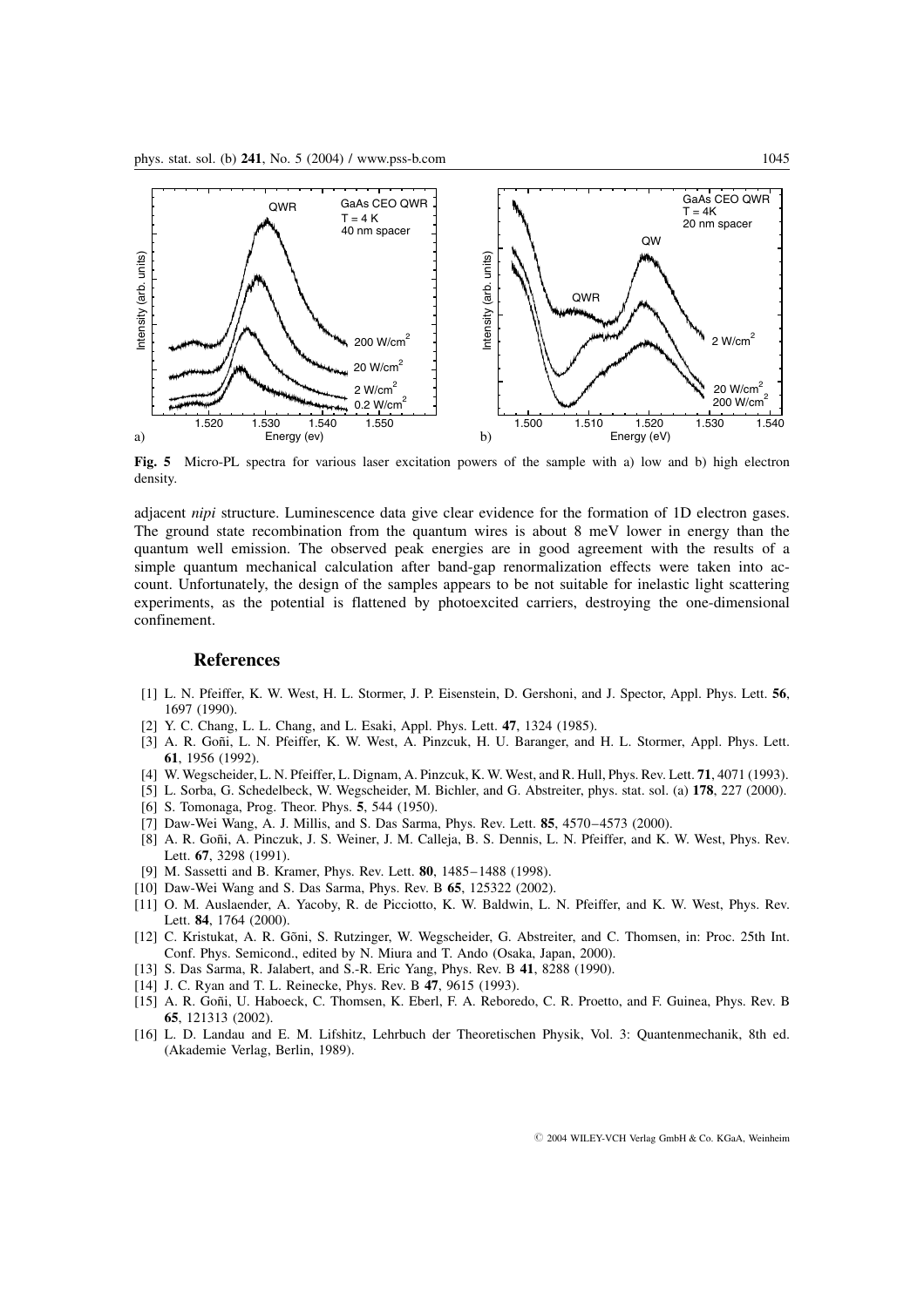a)

GaAs CEO QWR
T = 4 K
40 nm spacer

QWR

Intensity (arb. units)

200 W/cm$^2$
20 W/cm$^2$
2 W/cm$^2$
0.2 W/cm$^2$

1.520 1.530 1.540 1.550

Energy (ev)

b)

GaAs CEO QWR
T = 4K
20 nm spacer

QW
QWR

Intensity (arb. units)

2 W/cm$^2$
20 W/cm$^2$
200 W/cm$^2$

1.500 1.510 1.520 1.530 1.540

Energy (eV)

**Fig. 5** Micro-PL spectra for various laser excitation powers of the sample with a) low and b) high electron density.

adjacent *nipi* structure. Luminescence data give clear evidence for the formation of 1D electron gases. The ground state recombination from the quantum wires is about 8 meV lower in energy than the quantum well emission. The observed peak energies are in good agreement with the results of a simple quantum mechanical calculation after band-gap renormalization effects were taken into account. Unfortunately, the design of the samples appears to be not suitable for inelastic light scattering experiments, as the potential is flattened by photoexcited carriers, destroying the one-dimensional confinement.

## References

[1] L. N. Pfeiffer, K. W. West, H. L. Stormer, J. P. Eisenstein, D. Gershoni, and J. Spector, Appl. Phys. Lett. **56**, 1697 (1990).
[2] Y. C. Chang, L. L. Chang, and L. Esaki, Appl. Phys. Lett. **47**, 1324 (1985).
[3] A. R. Goñi, L. N. Pfeiffer, K. W. West, A. Pinzcuk, H. U. Baranger, and H. L. Stormer, Appl. Phys. Lett. **61**, 1956 (1992).
[4] W. Wegscheider, L. N. Pfeiffer, L. Dignam, A. Pinzcuk, K. W. West, and R. Hull, Phys. Rev. Lett. **71**, 4071 (1993).
[5] L. Sorba, G. Schedelbeck, W. Wegscheider, M. Bichler, and G. Abstreiter, phys. stat. sol. (a) **178**, 227 (2000).
[6] S. Tomonaga, Prog. Theor. Phys. **5**, 544 (1950).
[7] Daw-Wei Wang, A. J. Millis, and S. Das Sarma, Phys. Rev. Lett. **85**, 4570–4573 (2000).
[8] A. R. Goñi, A. Pinczuk, J. S. Weiner, J. M. Calleja, B. S. Dennis, L. N. Pfeiffer, and K. W. West, Phys. Rev. Lett. **67**, 3298 (1991).
[9] M. Sassetti and B. Kramer, Phys. Rev. Lett. **80**, 1485–1488 (1998).
[10] Daw-Wei Wang and S. Das Sarma, Phys. Rev. B **65**, 125322 (2002).
[11] O. M. Auslaender, A. Yacoby, R. de Picciotto, K. W. Baldwin, L. N. Pfeiffer, and K. W. West, Phys. Rev. Lett. **84**, 1764 (2000).
[12] C. Kristukat, A. R. Gõni, S. Rutzinger, W. Wegscheider, G. Abstreiter, and C. Thomsen, in: Proc. 25th Int. Conf. Phys. Semicond., edited by N. Miura and T. Ando (Osaka, Japan, 2000).
[13] S. Das Sarma, R. Jalabert, and S.-R. Eric Yang, Phys. Rev. B **41**, 8288 (1990).
[14] J. C. Ryan and T. L. Reinecke, Phys. Rev. B **47**, 9615 (1993).
[15] A. R. Goñi, U. Haboeck, C. Thomsen, K. Eberl, F. A. Reboredo, C. R. Proetto, and F. Guinea, Phys. Rev. B **65**, 121313 (2002).
[16] L. D. Landau and E. M. Lifshitz, Lehrbuch der Theoretischen Physik, Vol. 3: Quantenmechanik, 8th ed. (Akademie Verlag, Berlin, 1989).